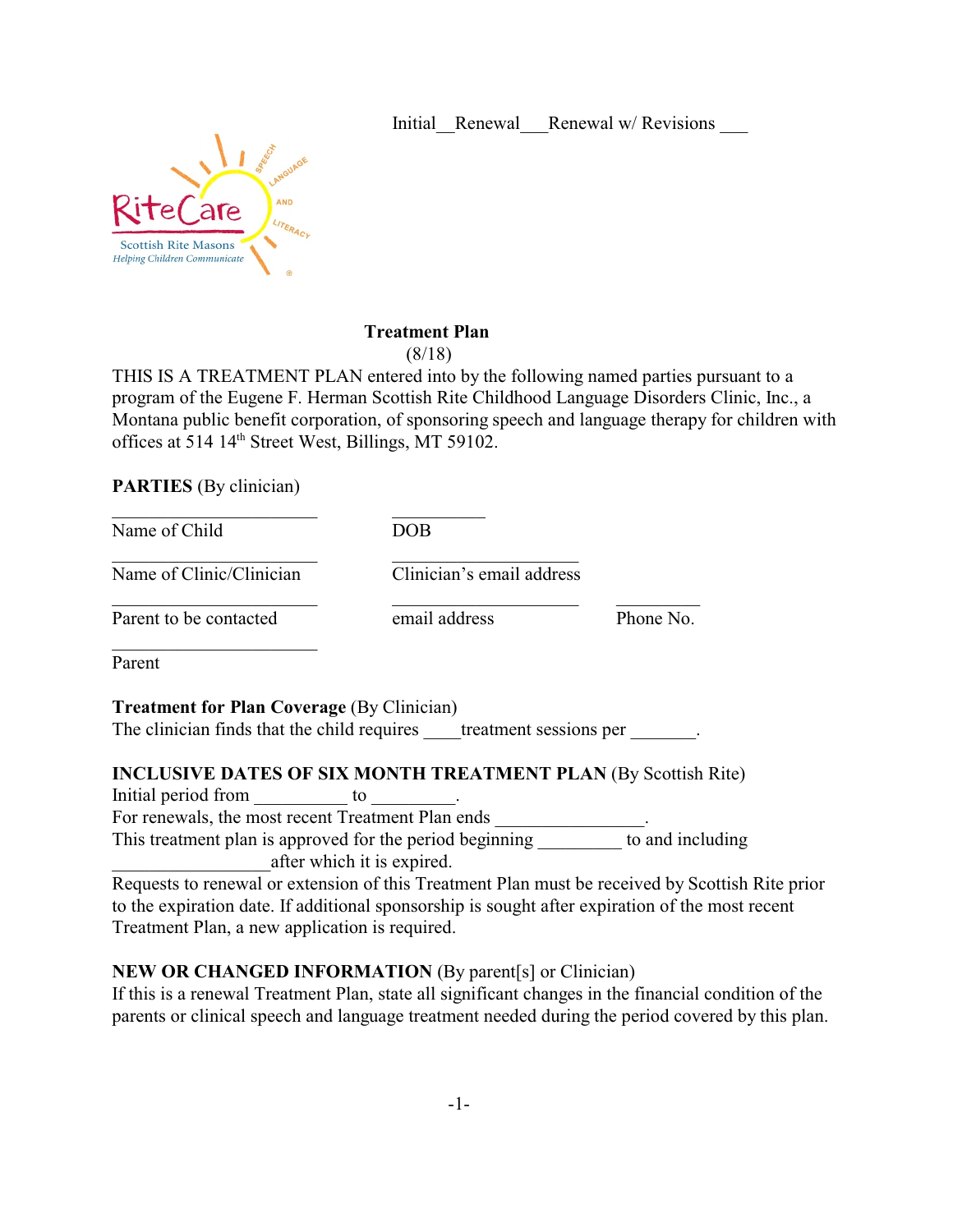Initial__Renewal___Renewal w/ Revisions ___

RiteCare
Scottish Rite Masons
*Helping Children Communicate*

SPEECH LANGUAGE AND LITERACY

**Treatment Plan**
(8/18)

THIS IS A TREATMENT PLAN entered into by the following named parties pursuant to a program of the Eugene F. Herman Scottish Rite Childhood Language Disorders Clinic, Inc., a Montana public benefit corporation, of sponsoring speech and language therapy for children with offices at 514 14th Street West, Billings, MT 59102.

**PARTIES** (By clinician)

| ______________________ | __________ | |
|---|---|---|
| Name of Child | DOB | |
| ______________________ | ____________________ | |
| Name of Clinic/Clinician | Clinician's email address | |
| ______________________ | ____________________ | _________ |
| Parent to be contacted | email address | Phone No. |
| ______________________ | | |
| Parent | | |

**Treatment for Plan Coverage** (By Clinician)
The clinician finds that the child requires ____treatment sessions per _______.

**INCLUSIVE DATES OF SIX MONTH TREATMENT PLAN** (By Scottish Rite)
Initial period from __________ to _________.
For renewals, the most recent Treatment Plan ends ________________.
This treatment plan is approved for the period beginning _________ to and including _________________after which it is expired.
Requests to renewal or extension of this Treatment Plan must be received by Scottish Rite prior to the expiration date. If additional sponsorship is sought after expiration of the most recent Treatment Plan, a new application is required.

**NEW OR CHANGED INFORMATION** (By parent[s] or Clinician)
If this is a renewal Treatment Plan, state all significant changes in the financial condition of the parents or clinical speech and language treatment needed during the period covered by this plan.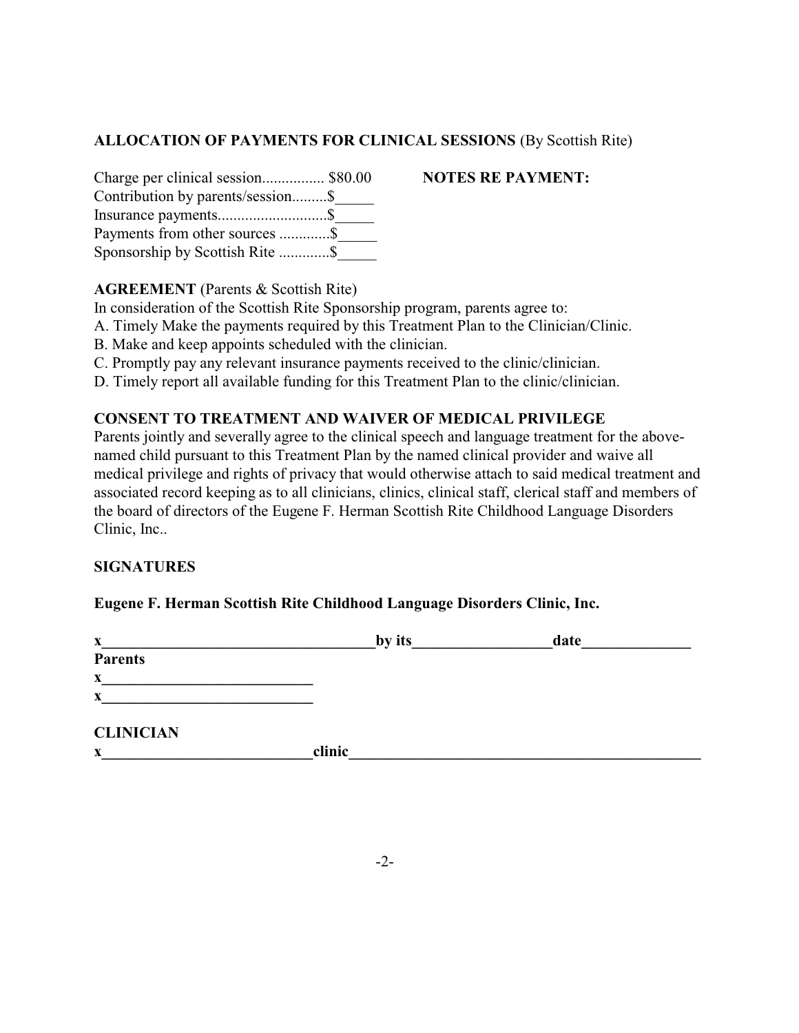**ALLOCATION OF PAYMENTS FOR CLINICAL SESSIONS** (By Scottish Rite)

Charge per clinical session................ $80.00
Contribution by parents/session.........$_____
Insurance payments............................$_____
Payments from other sources .............$_____
Sponsorship by Scottish Rite .............$_____

**NOTES RE PAYMENT:**

**AGREEMENT** (Parents & Scottish Rite)

In consideration of the Scottish Rite Sponsorship program, parents agree to:

A. Timely Make the payments required by this Treatment Plan to the Clinician/Clinic.
B. Make and keep appoints scheduled with the clinician.
C. Promptly pay any relevant insurance payments received to the clinic/clinician.
D. Timely report all available funding for this Treatment Plan to the clinic/clinician.

**CONSENT TO TREATMENT AND WAIVER OF MEDICAL PRIVILEGE**

Parents jointly and severally agree to the clinical speech and language treatment for the above-named child pursuant to this Treatment Plan by the named clinical provider and waive all medical privilege and rights of privacy that would otherwise attach to said medical treatment and associated record keeping as to all clinicians, clinics, clinical staff, clerical staff and members of the board of directors of the Eugene F. Herman Scottish Rite Childhood Language Disorders Clinic, Inc..

**SIGNATURES**

**Eugene F. Herman Scottish Rite Childhood Language Disorders Clinic, Inc.**

**x___________________________________by its__________________date______________**

**Parents**

**x____________________________**

**x____________________________**

**CLINICIAN**

**x____________________________clinic_______________________________________________**